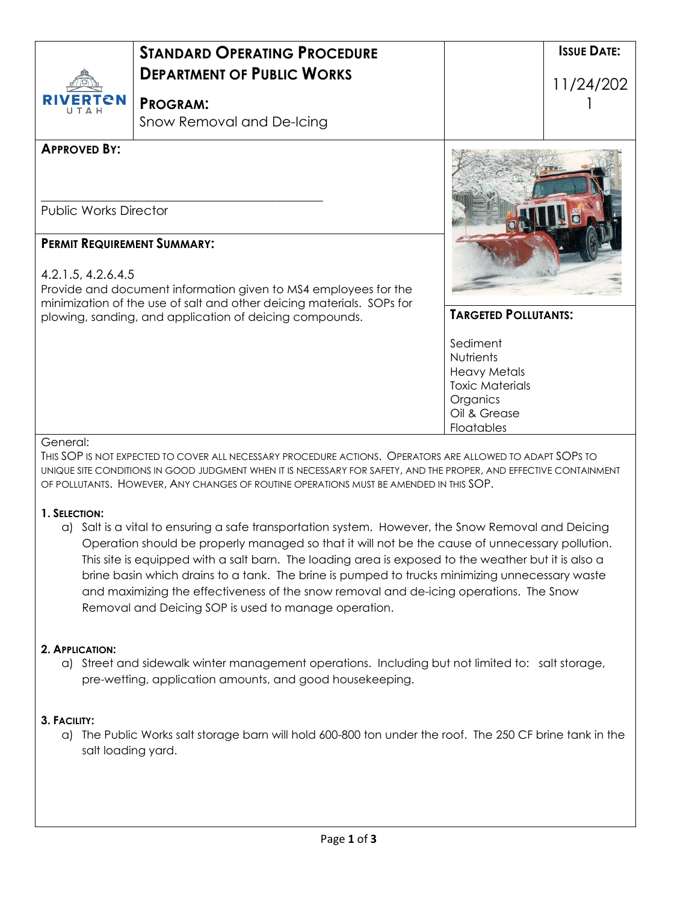| | **STANDARD OPERATING PROCEDURE** **DEPARTMENT OF PUBLIC WORKS** | | **ISSUE DATE:** |
|---|---|---|---|
| RIVERTON UTAH | **PROGRAM:** Snow Removal and De-Icing | | 11/24/2021 |

**APPROVED BY:**

\_\_\_\_\_\_\_\_\_\_\_\_\_\_\_\_\_\_\_\_\_\_\_\_\_\_\_\_\_\_\_\_\_\_\_\_\_\_\_\_

Public Works Director

**PERMIT REQUIREMENT SUMMARY:**

4.2.1.5, 4.2.6.4.5

Provide and document information given to MS4 employees for the minimization of the use of salt and other deicing materials. SOPs for plowing, sanding, and application of deicing compounds.

**TARGETED POLLUTANTS:**

- Sediment
- Nutrients
- Heavy Metals
- Toxic Materials
- Organics
- Oil & Grease
- Floatables

General:

THIS SOP IS NOT EXPECTED TO COVER ALL NECESSARY PROCEDURE ACTIONS. OPERATORS ARE ALLOWED TO ADAPT SOPS TO UNIQUE SITE CONDITIONS IN GOOD JUDGMENT WHEN IT IS NECESSARY FOR SAFETY, AND THE PROPER, AND EFFECTIVE CONTAINMENT OF POLLUTANTS. HOWEVER, ANY CHANGES OF ROUTINE OPERATIONS MUST BE AMENDED IN THIS SOP.

**1. SELECTION:**

a) Salt is a vital to ensuring a safe transportation system. However, the Snow Removal and Deicing Operation should be properly managed so that it will not be the cause of unnecessary pollution. This site is equipped with a salt barn. The loading area is exposed to the weather but it is also a brine basin which drains to a tank. The brine is pumped to trucks minimizing unnecessary waste and maximizing the effectiveness of the snow removal and de-icing operations. The Snow Removal and Deicing SOP is used to manage operation.

**2. APPLICATION:**

a) Street and sidewalk winter management operations. Including but not limited to: salt storage, pre-wetting, application amounts, and good housekeeping.

**3. FACILITY:**

a) The Public Works salt storage barn will hold 600-800 ton under the roof. The 250 CF brine tank in the salt loading yard.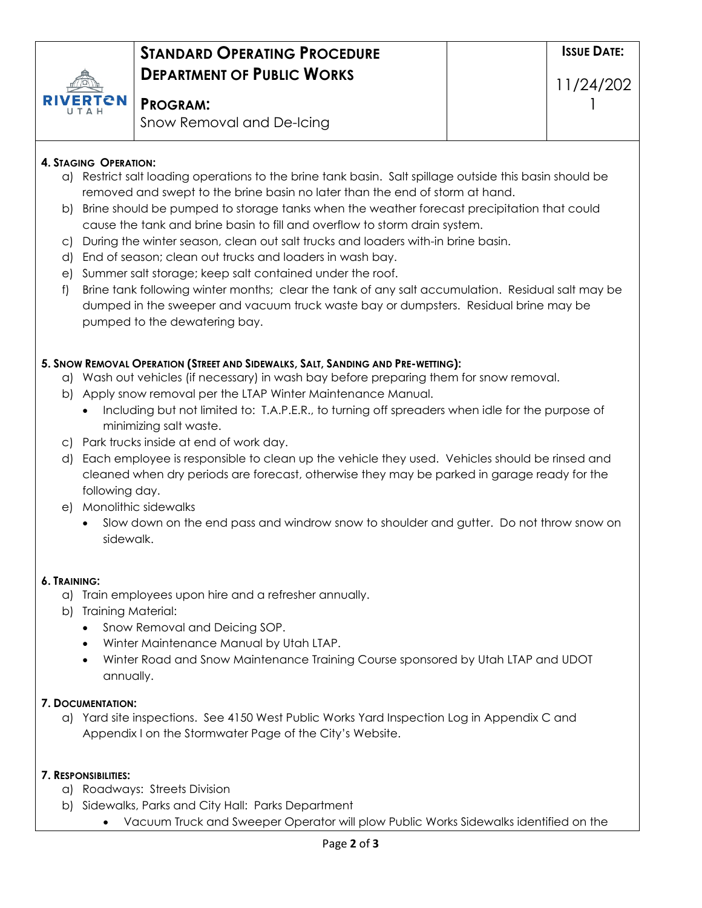| | **STANDARD OPERATING PROCEDURE**<br>**DEPARTMENT OF PUBLIC WORKS**<br><br>**PROGRAM:**<br>Snow Removal and De-Icing | | **ISSUE DATE:**<br><br>11/24/2021 |
|---|---|---|---|

**4. STAGING OPERATION:**

a) Restrict salt loading operations to the brine tank basin. Salt spillage outside this basin should be removed and swept to the brine basin no later than the end of storm at hand.

b) Brine should be pumped to storage tanks when the weather forecast precipitation that could cause the tank and brine basin to fill and overflow to storm drain system.

c) During the winter season, clean out salt trucks and loaders with-in brine basin.

d) End of season; clean out trucks and loaders in wash bay.

e) Summer salt storage; keep salt contained under the roof.

f) Brine tank following winter months; clear the tank of any salt accumulation. Residual salt may be dumped in the sweeper and vacuum truck waste bay or dumpsters. Residual brine may be pumped to the dewatering bay.

**5. SNOW REMOVAL OPERATION (STREET AND SIDEWALKS, SALT, SANDING AND PRE-WETTING):**

a) Wash out vehicles (if necessary) in wash bay before preparing them for snow removal.

b) Apply snow removal per the LTAP Winter Maintenance Manual.
- Including but not limited to: T.A.P.E.R., to turning off spreaders when idle for the purpose of minimizing salt waste.

c) Park trucks inside at end of work day.

d) Each employee is responsible to clean up the vehicle they used. Vehicles should be rinsed and cleaned when dry periods are forecast, otherwise they may be parked in garage ready for the following day.

e) Monolithic sidewalks
- Slow down on the end pass and windrow snow to shoulder and gutter. Do not throw snow on sidewalk.

**6. TRAINING:**

a) Train employees upon hire and a refresher annually.

b) Training Material:
- Snow Removal and Deicing SOP.
- Winter Maintenance Manual by Utah LTAP.
- Winter Road and Snow Maintenance Training Course sponsored by Utah LTAP and UDOT annually.

**7. DOCUMENTATION:**

a) Yard site inspections. See 4150 West Public Works Yard Inspection Log in Appendix C and Appendix I on the Stormwater Page of the City's Website.

**7. RESPONSIBILITIES:**

a) Roadways: Streets Division

b) Sidewalks, Parks and City Hall: Parks Department
- Vacuum Truck and Sweeper Operator will plow Public Works Sidewalks identified on the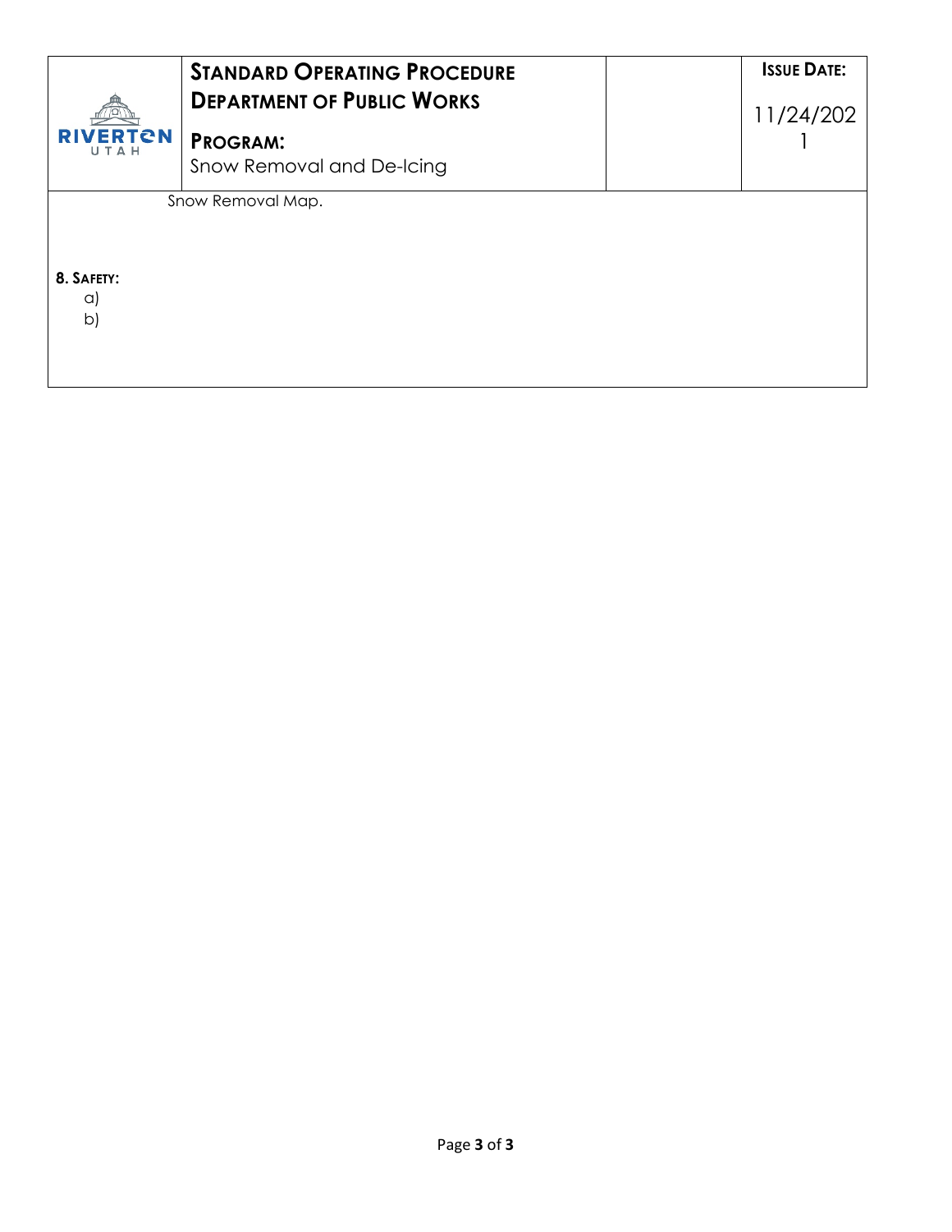| | STANDARD OPERATING PROCEDURE DEPARTMENT OF PUBLIC WORKS | | ISSUE DATE: |
|---|---|---|---|
| RIVERTON UTAH | PROGRAM: Snow Removal and De-Icing | | 11/24/2021 |

Snow Removal Map.

**8. SAFETY:**

a)

b)